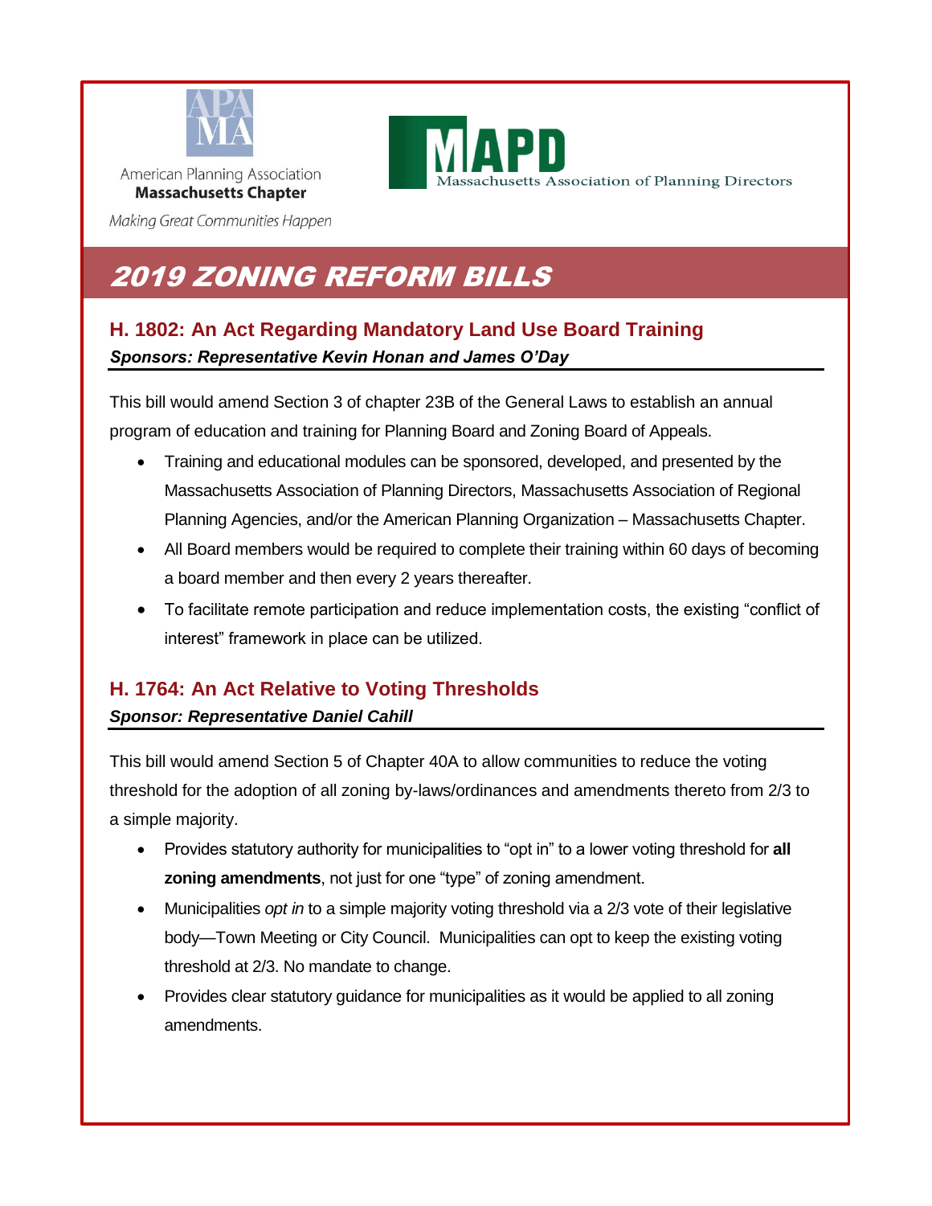American Planning Association
**Massachusetts Chapter**
*Making Great Communities Happen*

**MAPD** Massachusetts Association of Planning Directors

# 2019 ZONING REFORM BILLS

## H. 1802: An Act Regarding Mandatory Land Use Board Training

***Sponsors: Representative Kevin Honan and James O'Day***

This bill would amend Section 3 of chapter 23B of the General Laws to establish an annual program of education and training for Planning Board and Zoning Board of Appeals.

- Training and educational modules can be sponsored, developed, and presented by the Massachusetts Association of Planning Directors, Massachusetts Association of Regional Planning Agencies, and/or the American Planning Organization – Massachusetts Chapter.
- All Board members would be required to complete their training within 60 days of becoming a board member and then every 2 years thereafter.
- To facilitate remote participation and reduce implementation costs, the existing "conflict of interest" framework in place can be utilized.

## H. 1764: An Act Relative to Voting Thresholds

***Sponsor: Representative Daniel Cahill***

This bill would amend Section 5 of Chapter 40A to allow communities to reduce the voting threshold for the adoption of all zoning by-laws/ordinances and amendments thereto from 2/3 to a simple majority.

- Provides statutory authority for municipalities to "opt in" to a lower voting threshold for **all zoning amendments**, not just for one "type" of zoning amendment.
- Municipalities *opt in* to a simple majority voting threshold via a 2/3 vote of their legislative body—Town Meeting or City Council. Municipalities can opt to keep the existing voting threshold at 2/3. No mandate to change.
- Provides clear statutory guidance for municipalities as it would be applied to all zoning amendments.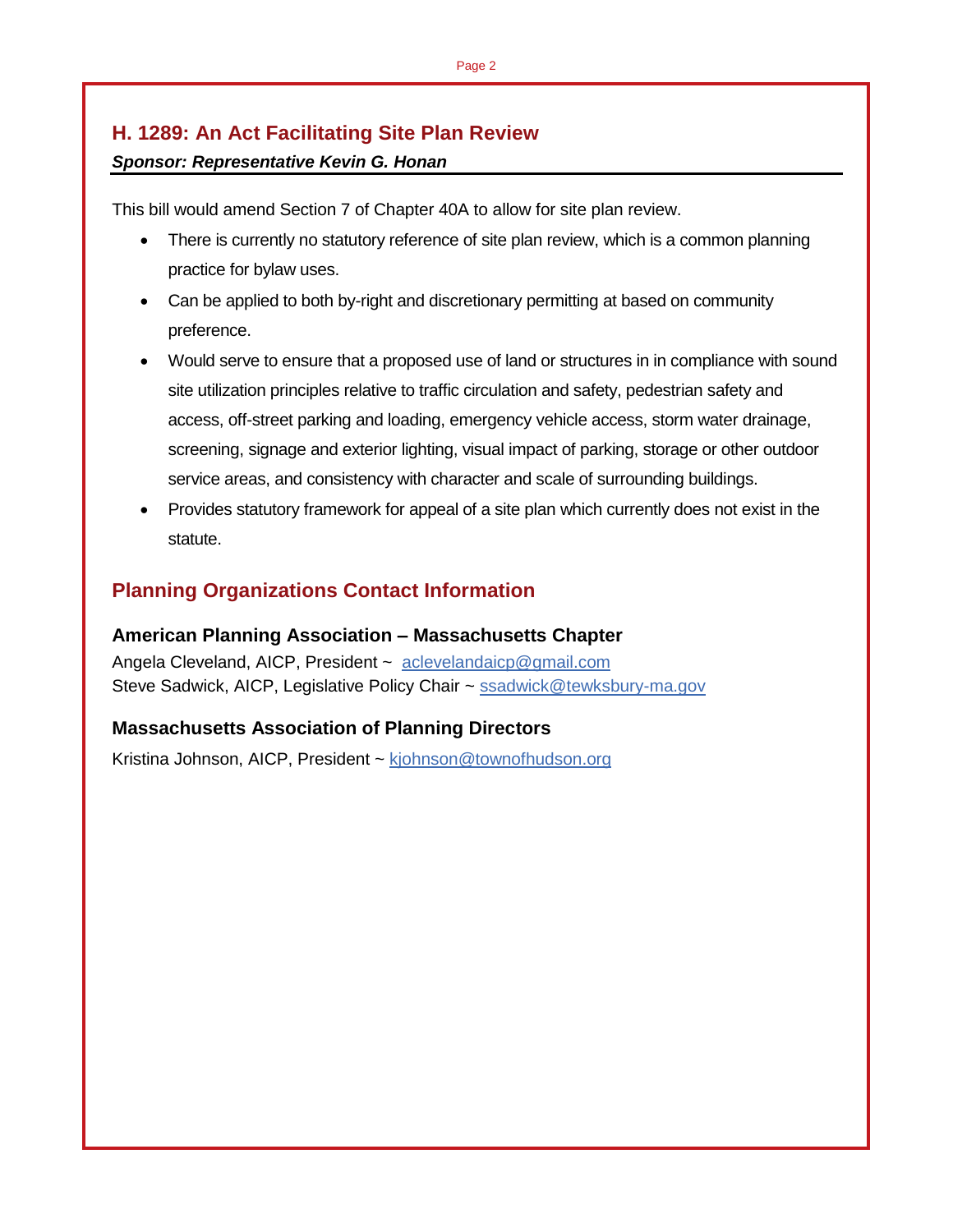## H. 1289: An Act Facilitating Site Plan Review

***Sponsor: Representative Kevin G. Honan***

This bill would amend Section 7 of Chapter 40A to allow for site plan review.

- There is currently no statutory reference of site plan review, which is a common planning practice for bylaw uses.
- Can be applied to both by-right and discretionary permitting at based on community preference.
- Would serve to ensure that a proposed use of land or structures in in compliance with sound site utilization principles relative to traffic circulation and safety, pedestrian safety and access, off-street parking and loading, emergency vehicle access, storm water drainage, screening, signage and exterior lighting, visual impact of parking, storage or other outdoor service areas, and consistency with character and scale of surrounding buildings.
- Provides statutory framework for appeal of a site plan which currently does not exist in the statute.

## Planning Organizations Contact Information

### American Planning Association – Massachusetts Chapter

Angela Cleveland, AICP, President ~ aclevelandaicp@gmail.com
Steve Sadwick, AICP, Legislative Policy Chair ~ ssadwick@tewksbury-ma.gov

### Massachusetts Association of Planning Directors

Kristina Johnson, AICP, President ~ kjohnson@townofhudson.org